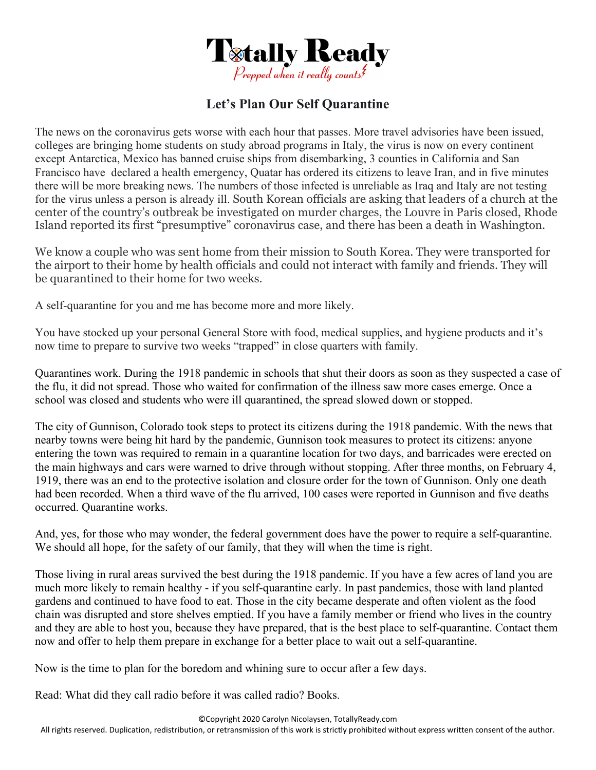# Totally Ready

*Prepped when it really counts*

## Let's Plan Our Self Quarantine

The news on the coronavirus gets worse with each hour that passes. More travel advisories have been issued, colleges are bringing home students on study abroad programs in Italy, the virus is now on every continent except Antarctica, Mexico has banned cruise ships from disembarking, 3 counties in California and San Francisco have declared a health emergency, Quatar has ordered its citizens to leave Iran, and in five minutes there will be more breaking news. The numbers of those infected is unreliable as Iraq and Italy are not testing for the virus unless a person is already ill. South Korean officials are asking that leaders of a church at the center of the country's outbreak be investigated on murder charges, the Louvre in Paris closed, Rhode Island reported its first "presumptive" coronavirus case, and there has been a death in Washington.

We know a couple who was sent home from their mission to South Korea. They were transported for the airport to their home by health officials and could not interact with family and friends. They will be quarantined to their home for two weeks.

A self-quarantine for you and me has become more and more likely.

You have stocked up your personal General Store with food, medical supplies, and hygiene products and it's now time to prepare to survive two weeks "trapped" in close quarters with family.

Quarantines work. During the 1918 pandemic in schools that shut their doors as soon as they suspected a case of the flu, it did not spread. Those who waited for confirmation of the illness saw more cases emerge. Once a school was closed and students who were ill quarantined, the spread slowed down or stopped.

The city of Gunnison, Colorado took steps to protect its citizens during the 1918 pandemic. With the news that nearby towns were being hit hard by the pandemic, Gunnison took measures to protect its citizens: anyone entering the town was required to remain in a quarantine location for two days, and barricades were erected on the main highways and cars were warned to drive through without stopping. After three months, on February 4, 1919, there was an end to the protective isolation and closure order for the town of Gunnison. Only one death had been recorded. When a third wave of the flu arrived, 100 cases were reported in Gunnison and five deaths occurred. Quarantine works.

And, yes, for those who may wonder, the federal government does have the power to require a self-quarantine. We should all hope, for the safety of our family, that they will when the time is right.

Those living in rural areas survived the best during the 1918 pandemic. If you have a few acres of land you are much more likely to remain healthy - if you self-quarantine early. In past pandemics, those with land planted gardens and continued to have food to eat. Those in the city became desperate and often violent as the food chain was disrupted and store shelves emptied. If you have a family member or friend who lives in the country and they are able to host you, because they have prepared, that is the best place to self-quarantine. Contact them now and offer to help them prepare in exchange for a better place to wait out a self-quarantine.

Now is the time to plan for the boredom and whining sure to occur after a few days.

Read: What did they call radio before it was called radio? Books.

©Copyright 2020 Carolyn Nicolaysen, TotallyReady.com
All rights reserved. Duplication, redistribution, or retransmission of this work is strictly prohibited without express written consent of the author.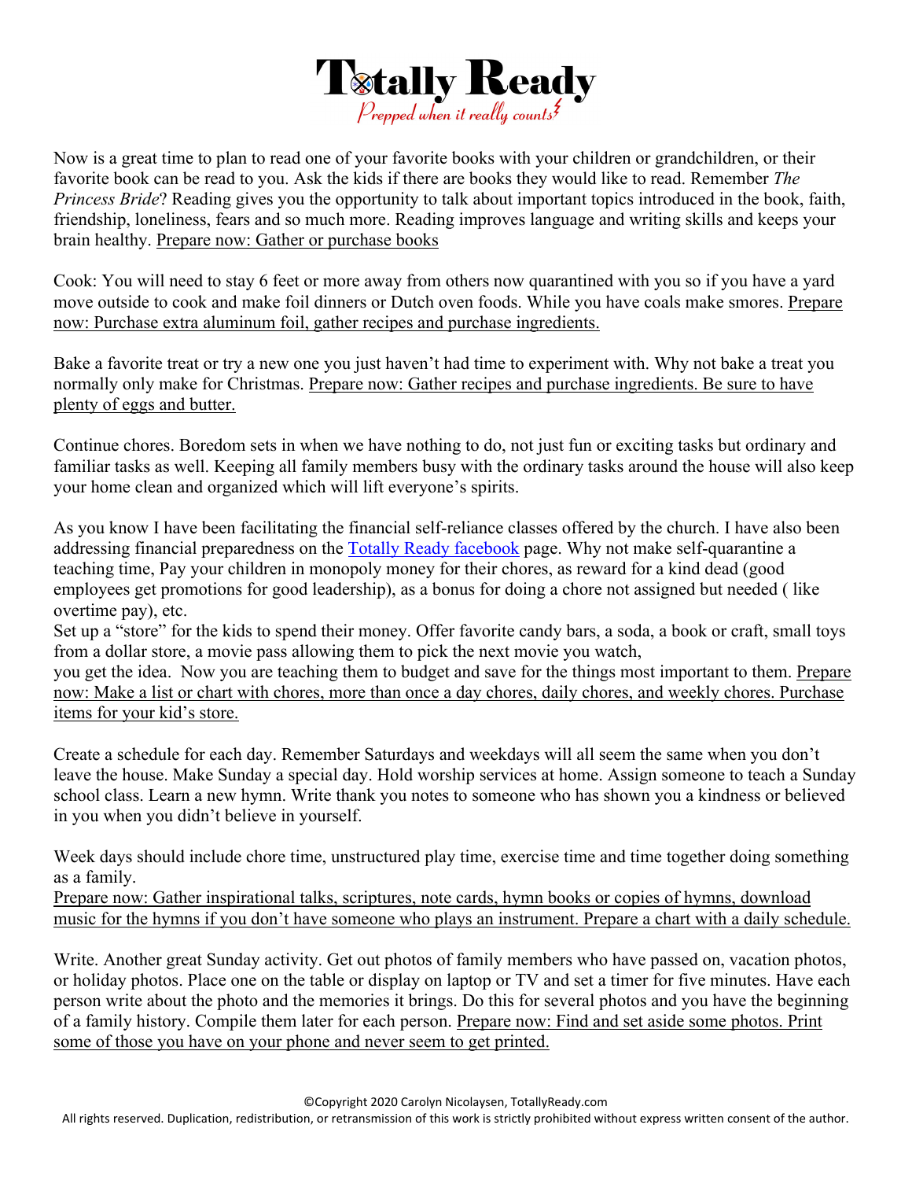Now is a great time to plan to read one of your favorite books with your children or grandchildren, or their favorite book can be read to you. Ask the kids if there are books they would like to read. Remember *The Princess Bride*? Reading gives you the opportunity to talk about important topics introduced in the book, faith, friendship, loneliness, fears and so much more. Reading improves language and writing skills and keeps your brain healthy. <u>Prepare now: Gather or purchase books</u>

Cook: You will need to stay 6 feet or more away from others now quarantined with you so if you have a yard move outside to cook and make foil dinners or Dutch oven foods. While you have coals make smores. <u>Prepare now: Purchase extra aluminum foil, gather recipes and purchase ingredients.</u>

Bake a favorite treat or try a new one you just haven't had time to experiment with. Why not bake a treat you normally only make for Christmas. <u>Prepare now: Gather recipes and purchase ingredients. Be sure to have plenty of eggs and butter.</u>

Continue chores. Boredom sets in when we have nothing to do, not just fun or exciting tasks but ordinary and familiar tasks as well. Keeping all family members busy with the ordinary tasks around the house will also keep your home clean and organized which will lift everyone's spirits.

As you know I have been facilitating the financial self-reliance classes offered by the church. I have also been addressing financial preparedness on the [Totally Ready facebook]() page. Why not make self-quarantine a teaching time, Pay your children in monopoly money for their chores, as reward for a kind dead (good employees get promotions for good leadership), as a bonus for doing a chore not assigned but needed ( like overtime pay), etc.
Set up a "store" for the kids to spend their money. Offer favorite candy bars, a soda, a book or craft, small toys from a dollar store, a movie pass allowing them to pick the next movie you watch,
you get the idea. Now you are teaching them to budget and save for the things most important to them. <u>Prepare now: Make a list or chart with chores, more than once a day chores, daily chores, and weekly chores. Purchase items for your kid's store.</u>

Create a schedule for each day. Remember Saturdays and weekdays will all seem the same when you don't leave the house. Make Sunday a special day. Hold worship services at home. Assign someone to teach a Sunday school class. Learn a new hymn. Write thank you notes to someone who has shown you a kindness or believed in you when you didn't believe in yourself.

Week days should include chore time, unstructured play time, exercise time and time together doing something as a family.
<u>Prepare now: Gather inspirational talks, scriptures, note cards, hymn books or copies of hymns, download music for the hymns if you don't have someone who plays an instrument. Prepare a chart with a daily schedule.</u>

Write. Another great Sunday activity. Get out photos of family members who have passed on, vacation photos, or holiday photos. Place one on the table or display on laptop or TV and set a timer for five minutes. Have each person write about the photo and the memories it brings. Do this for several photos and you have the beginning of a family history. Compile them later for each person. <u>Prepare now: Find and set aside some photos. Print some of those you have on your phone and never seem to get printed.</u>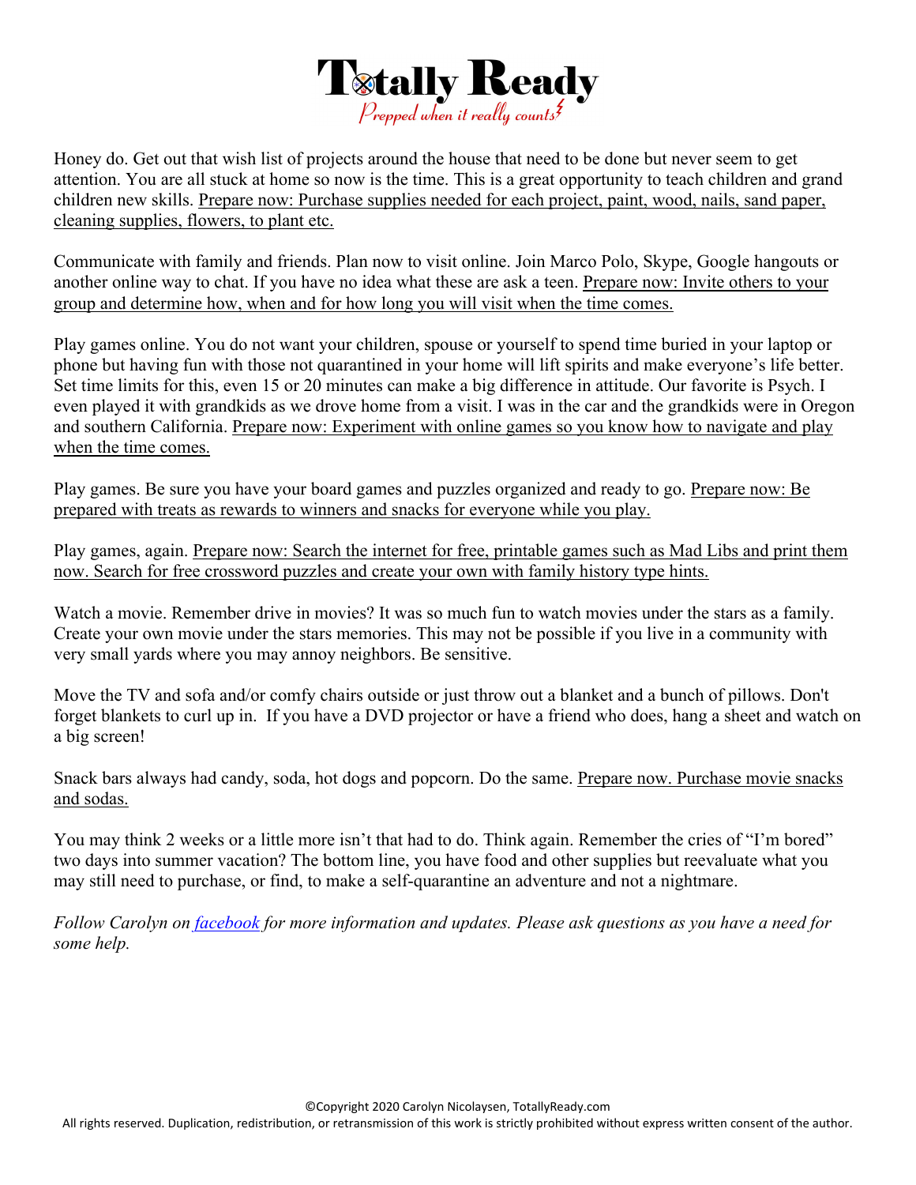# Totally Ready

*Prepped when it really counts*

Honey do. Get out that wish list of projects around the house that need to be done but never seem to get attention. You are all stuck at home so now is the time. This is a great opportunity to teach children and grand children new skills. <u>Prepare now: Purchase supplies needed for each project, paint, wood, nails, sand paper, cleaning supplies, flowers, to plant etc.</u>

Communicate with family and friends. Plan now to visit online. Join Marco Polo, Skype, Google hangouts or another online way to chat. If you have no idea what these are ask a teen. <u>Prepare now: Invite others to your group and determine how, when and for how long you will visit when the time comes.</u>

Play games online. You do not want your children, spouse or yourself to spend time buried in your laptop or phone but having fun with those not quarantined in your home will lift spirits and make everyone's life better. Set time limits for this, even 15 or 20 minutes can make a big difference in attitude. Our favorite is Psych. I even played it with grandkids as we drove home from a visit. I was in the car and the grandkids were in Oregon and southern California. <u>Prepare now: Experiment with online games so you know how to navigate and play when the time comes.</u>

Play games. Be sure you have your board games and puzzles organized and ready to go. <u>Prepare now: Be prepared with treats as rewards to winners and snacks for everyone while you play.</u>

Play games, again. <u>Prepare now: Search the internet for free, printable games such as Mad Libs and print them now. Search for free crossword puzzles and create your own with family history type hints.</u>

Watch a movie. Remember drive in movies? It was so much fun to watch movies under the stars as a family. Create your own movie under the stars memories. This may not be possible if you live in a community with very small yards where you may annoy neighbors. Be sensitive.

Move the TV and sofa and/or comfy chairs outside or just throw out a blanket and a bunch of pillows. Don't forget blankets to curl up in. If you have a DVD projector or have a friend who does, hang a sheet and watch on a big screen!

Snack bars always had candy, soda, hot dogs and popcorn. Do the same. <u>Prepare now. Purchase movie snacks and sodas.</u>

You may think 2 weeks or a little more isn't that had to do. Think again. Remember the cries of "I'm bored" two days into summer vacation? The bottom line, you have food and other supplies but reevaluate what you may still need to purchase, or find, to make a self-quarantine an adventure and not a nightmare.

*Follow Carolyn on [facebook](facebook) for more information and updates. Please ask questions as you have a need for some help.*

©Copyright 2020 Carolyn Nicolaysen, TotallyReady.com
All rights reserved. Duplication, redistribution, or retransmission of this work is strictly prohibited without express written consent of the author.